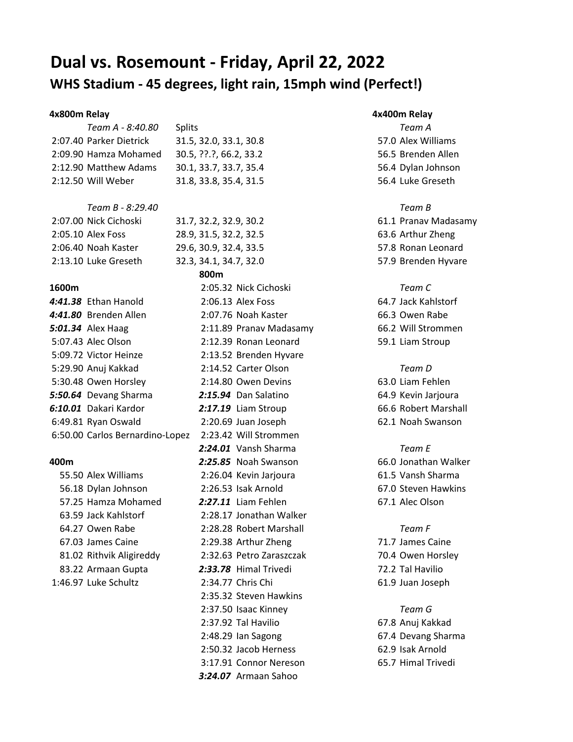# Dual vs. Rosemount - Friday, April 22, 2022

## WHS Stadium - 45 degrees, light rain, 15mph wind (Perfect!)

### 4x800m Relay

*Team A - 8:40.80*

| Time | Name | Splits |
|---|---|---|
| 2:07.40 | Parker Dietrick | 31.5, 32.0, 33.1, 30.8 |
| 2:09.90 | Hamza Mohamed | 30.5, ??.?, 66.2, 33.2 |
| 2:12.90 | Matthew Adams | 30.1, 33.7, 33.7, 35.4 |
| 2:12.50 | Will Weber | 31.8, 33.8, 35.4, 31.5 |

*Team B - 8:29.40*

| Time | Name | Splits |
|---|---|---|
| 2:07.00 | Nick Cichoski | 31.7, 32.2, 32.9, 30.2 |
| 2:05.10 | Alex Foss | 28.9, 31.5, 32.2, 32.5 |
| 2:06.40 | Noah Kaster | 29.6, 30.9, 32.4, 33.5 |
| 2:13.10 | Luke Greseth | 32.3, 34.1, 34.7, 32.0 |

### 1600m

***4:41.38*** Ethan Hanold
***4:41.80*** Brenden Allen
***5:01.34*** Alex Haag
5:07.43 Alec Olson
5:09.72 Victor Heinze
5:29.90 Anuj Kakkad
5:30.48 Owen Horsley
***5:50.64*** Devang Sharma
***6:10.01*** Dakari Kardor
6:49.81 Ryan Oswald
6:50.00 Carlos Bernardino-Lopez

### 400m

55.50 Alex Williams
56.18 Dylan Johnson
57.25 Hamza Mohamed
63.59 Jack Kahlstorf
64.27 Owen Rabe
67.03 James Caine
81.02 Rithvik Aligireddy
83.22 Armaan Gupta
1:46.97 Luke Schultz

### 800m

2:05.32 Nick Cichoski
2:06.13 Alex Foss
2:07.76 Noah Kaster
2:11.89 Pranav Madasamy
2:12.39 Ronan Leonard
2:13.52 Brenden Hyvare
2:14.52 Carter Olson
2:14.80 Owen Devins
***2:15.94*** Dan Salatino
***2:17.19*** Liam Stroup
2:20.69 Juan Joseph
2:23.42 Will Strommen
***2:24.01*** Vansh Sharma
***2:25.85*** Noah Swanson
2:26.04 Kevin Jarjoura
2:26.53 Isak Arnold
***2:27.11*** Liam Fehlen
2:28.17 Jonathan Walker
2:28.28 Robert Marshall
2:29.38 Arthur Zheng
2:32.63 Petro Zaraszczak
***2:33.78*** Himal Trivedi
2:34.77 Chris Chi
2:35.32 Steven Hawkins
2:37.50 Isaac Kinney
2:37.92 Tal Havilio
2:48.29 Ian Sagong
2:50.32 Jacob Herness
3:17.91 Connor Nereson
***3:24.07*** Armaan Sahoo

### 4x400m Relay

*Team A*

57.0 Alex Williams
56.5 Brenden Allen
56.4 Dylan Johnson
56.4 Luke Greseth

*Team B*

61.1 Pranav Madasamy
63.6 Arthur Zheng
57.8 Ronan Leonard
57.9 Brenden Hyvare

*Team C*

64.7 Jack Kahlstorf
66.3 Owen Rabe
66.2 Will Strommen
59.1 Liam Stroup

*Team D*

63.0 Liam Fehlen
64.9 Kevin Jarjoura
66.6 Robert Marshall
62.1 Noah Swanson

*Team E*

66.0 Jonathan Walker
61.5 Vansh Sharma
67.0 Steven Hawkins
67.1 Alec Olson

*Team F*

71.7 James Caine
70.4 Owen Horsley
72.2 Tal Havilio
61.9 Juan Joseph

*Team G*

67.8 Anuj Kakkad
67.4 Devang Sharma
62.9 Isak Arnold
65.7 Himal Trivedi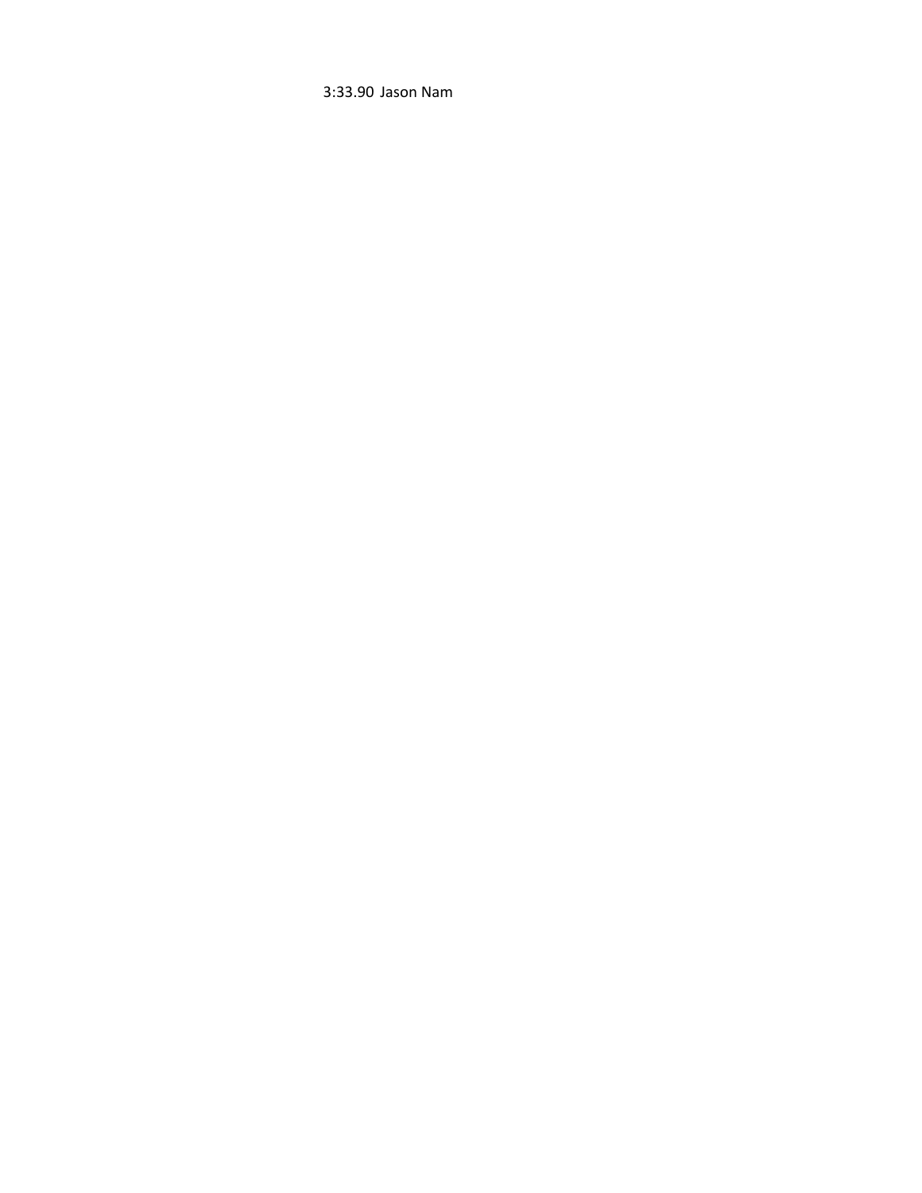3:33.90 Jason Nam